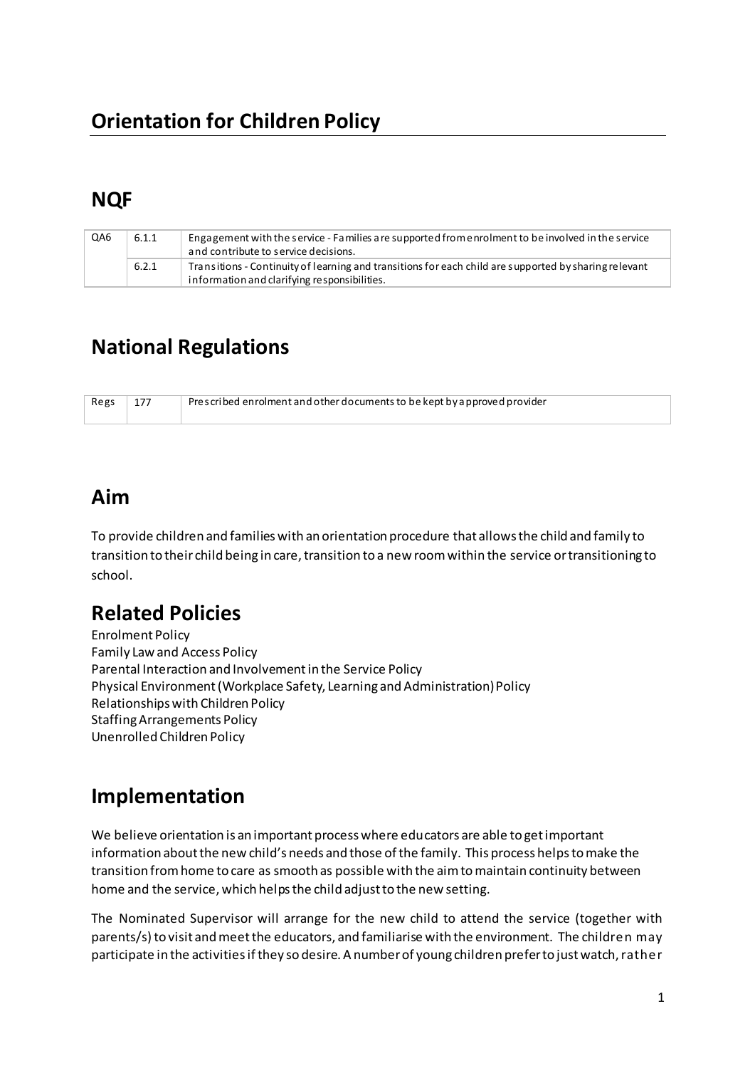# Orientation for Children Policy

## NQF

| QA6 | 6.1.1 | Engagement with the service - Families are supported from enrolment to be involved in the service and contribute to service decisions. |
|---|---|---|
| | 6.2.1 | Transitions - Continuity of learning and transitions for each child are supported by sharing relevant information and clarifying responsibilities. |

## National Regulations

| Regs | 177 | Prescribed enrolment and other documents to be kept by approved provider |
|---|---|---|

## Aim

To provide children and families with an orientation procedure that allows the child and family to transition to their child being in care, transition to a new room within the service or transitioning to school.

## Related Policies

Enrolment Policy
Family Law and Access Policy
Parental Interaction and Involvement in the Service Policy
Physical Environment (Workplace Safety, Learning and Administration) Policy
Relationships with Children Policy
Staffing Arrangements Policy
Unenrolled Children Policy

## Implementation

We believe orientation is an important process where educators are able to get important information about the new child's needs and those of the family. This process helps to make the transition from home to care as smooth as possible with the aim to maintain continuity between home and the service, which helps the child adjust to the new setting.

The Nominated Supervisor will arrange for the new child to attend the service (together with parents/s) to visit and meet the educators, and familiarise with the environment. The children may participate in the activities if they so desire. A number of young children prefer to just watch, rather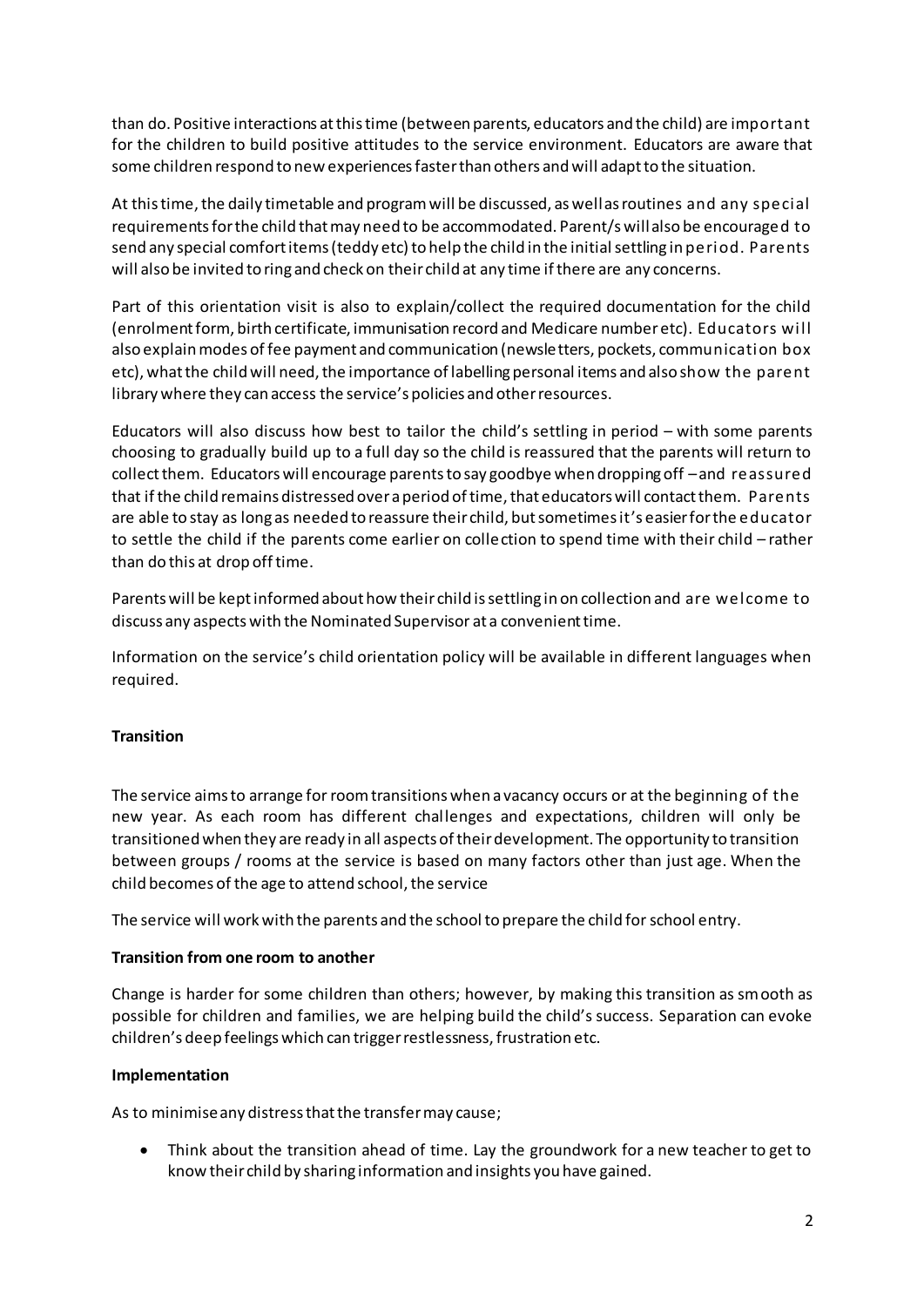than do. Positive interactions at this time (between parents, educators and the child) are important for the children to build positive attitudes to the service environment. Educators are aware that some children respond to new experiences faster than others and will adapt to the situation.

At this time, the daily timetable and program will be discussed, as well as routines and any special requirements for the child that may need to be accommodated. Parent/s will also be encouraged to send any special comfort items (teddy etc) to help the child in the initial settling in period. Parents will also be invited to ring and check on their child at any time if there are any concerns.

Part of this orientation visit is also to explain/collect the required documentation for the child (enrolment form, birth certificate, immunisation record and Medicare number etc). Educators will also explain modes of fee payment and communication (newsletters, pockets, communication box etc), what the child will need, the importance of labelling personal items and also show the parent library where they can access the service's policies and other resources.

Educators will also discuss how best to tailor the child's settling in period – with some parents choosing to gradually build up to a full day so the child is reassured that the parents will return to collect them. Educators will encourage parents to say goodbye when dropping off – and reassured that if the child remains distressed over a period of time, that educators will contact them. Parents are able to stay as long as needed to reassure their child, but sometimes it's easier for the educator to settle the child if the parents come earlier on collection to spend time with their child – rather than do this at drop off time.

Parents will be kept informed about how their child is settling in on collection and are welcome to discuss any aspects with the Nominated Supervisor at a convenient time.

Information on the service's child orientation policy will be available in different languages when required.

**Transition**

The service aims to arrange for room transitions when a vacancy occurs or at the beginning of the new year. As each room has different challenges and expectations, children will only be transitioned when they are ready in all aspects of their development. The opportunity to transition between groups / rooms at the service is based on many factors other than just age. When the child becomes of the age to attend school, the service

The service will work with the parents and the school to prepare the child for school entry.

**Transition from one room to another**

Change is harder for some children than others; however, by making this transition as smooth as possible for children and families, we are helping build the child's success. Separation can evoke children's deep feelings which can trigger restlessness, frustration etc.

**Implementation**

As to minimise any distress that the transfer may cause;

- Think about the transition ahead of time. Lay the groundwork for a new teacher to get to know their child by sharing information and insights you have gained.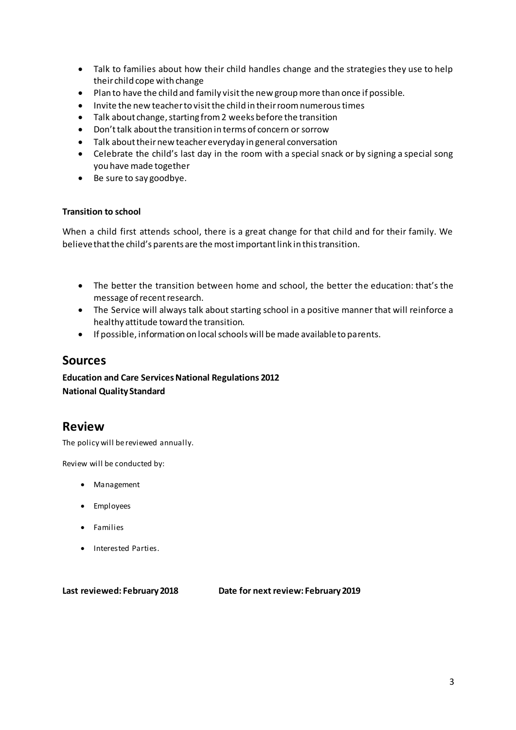- Talk to families about how their child handles change and the strategies they use to help their child cope with change
- Plan to have the child and family visit the new group more than once if possible.
- Invite the new teacher to visit the child in their room numerous times
- Talk about change, starting from 2 weeks before the transition
- Don't talk about the transition in terms of concern or sorrow
- Talk about their new teacher everyday in general conversation
- Celebrate the child's last day in the room with a special snack or by signing a special song you have made together
- Be sure to say goodbye.

**Transition to school**

When a child first attends school, there is a great change for that child and for their family. We believe that the child's parents are the most important link in this transition.

- The better the transition between home and school, the better the education: that's the message of recent research.
- The Service will always talk about starting school in a positive manner that will reinforce a healthy attitude toward the transition.
- If possible, information on local schools will be made available to parents.

## Sources

**Education and Care Services National Regulations 2012**
**National Quality Standard**

## Review

The policy will be reviewed annually.

Review will be conducted by:

- Management
- Employees
- Families
- Interested Parties.

**Last reviewed: February 2018** **Date for next review: February 2019**